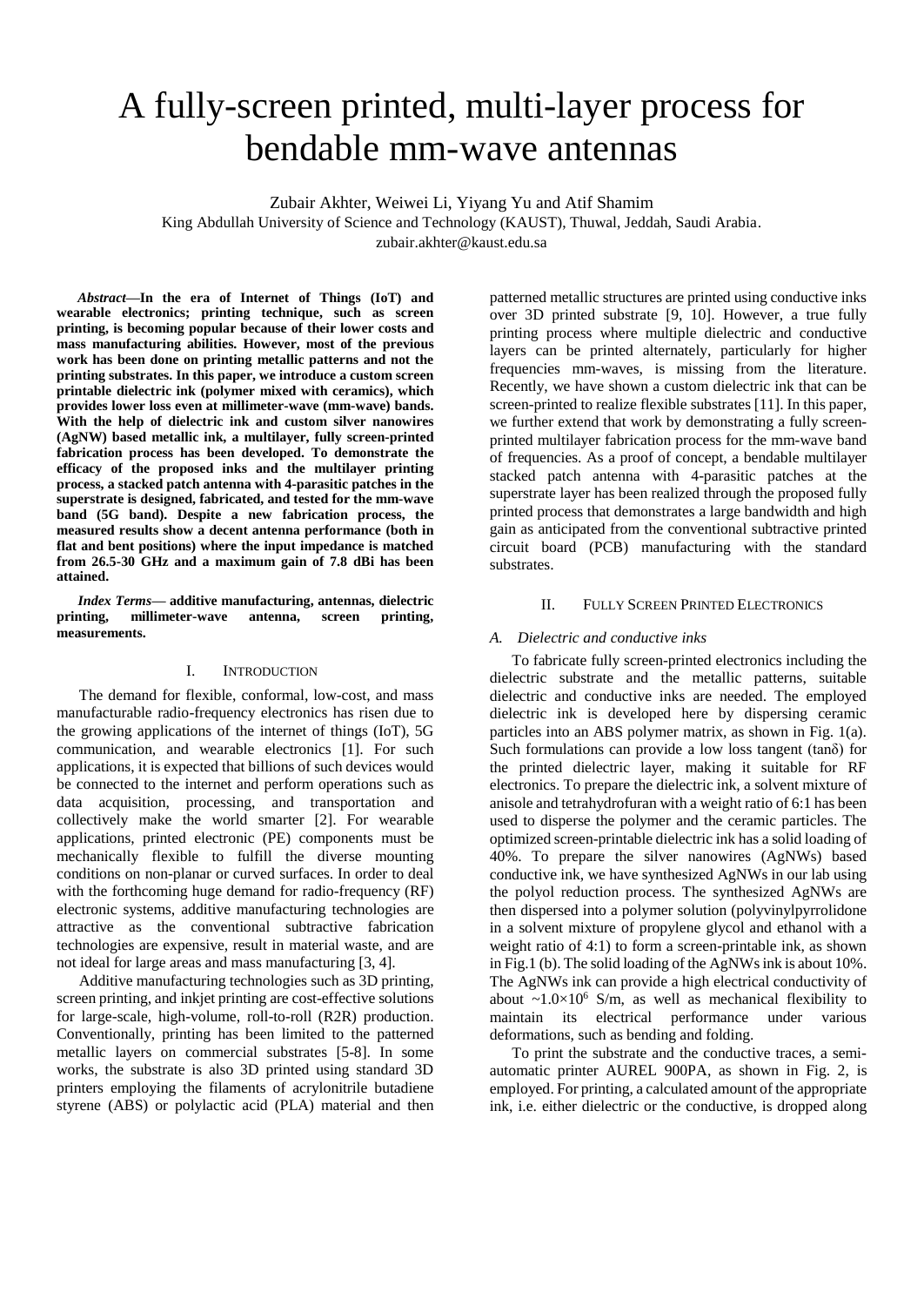# A fully-screen printed, multi-layer process for bendable mm-wave antennas

Zubair Akhter, Weiwei Li, Yiyang Yu and Atif Shamim

King Abdullah University of Science and Technology (KAUST), Thuwal, Jeddah, Saudi Arabia.

zubair.akhter@kaust.edu.sa

***Abstract*—In the era of Internet of Things (IoT) and wearable electronics; printing technique, such as screen printing, is becoming popular because of their lower costs and mass manufacturing abilities. However, most of the previous work has been done on printing metallic patterns and not the printing substrates. In this paper, we introduce a custom screen printable dielectric ink (polymer mixed with ceramics), which provides lower loss even at millimeter-wave (mm-wave) bands. With the help of dielectric ink and custom silver nanowires (AgNW) based metallic ink, a multilayer, fully screen-printed fabrication process has been developed. To demonstrate the efficacy of the proposed inks and the multilayer printing process, a stacked patch antenna with 4-parasitic patches in the superstrate is designed, fabricated, and tested for the mm-wave band (5G band). Despite a new fabrication process, the measured results show a decent antenna performance (both in flat and bent positions) where the input impedance is matched from 26.5-30 GHz and a maximum gain of 7.8 dBi has been attained.**

***Index Terms*— additive manufacturing, antennas, dielectric printing, millimeter-wave antenna, screen printing, measurements.**

## I. Introduction

The demand for flexible, conformal, low-cost, and mass manufacturable radio-frequency electronics has risen due to the growing applications of the internet of things (IoT), 5G communication, and wearable electronics [1]. For such applications, it is expected that billions of such devices would be connected to the internet and perform operations such as data acquisition, processing, and transportation and collectively make the world smarter [2]. For wearable applications, printed electronic (PE) components must be mechanically flexible to fulfill the diverse mounting conditions on non-planar or curved surfaces. In order to deal with the forthcoming huge demand for radio-frequency (RF) electronic systems, additive manufacturing technologies are attractive as the conventional subtractive fabrication technologies are expensive, result in material waste, and are not ideal for large areas and mass manufacturing [3, 4].

Additive manufacturing technologies such as 3D printing, screen printing, and inkjet printing are cost-effective solutions for large-scale, high-volume, roll-to-roll (R2R) production. Conventionally, printing has been limited to the patterned metallic layers on commercial substrates [5-8]. In some works, the substrate is also 3D printed using standard 3D printers employing the filaments of acrylonitrile butadiene styrene (ABS) or polylactic acid (PLA) material and then patterned metallic structures are printed using conductive inks over 3D printed substrate [9, 10]. However, a true fully printing process where multiple dielectric and conductive layers can be printed alternately, particularly for higher frequencies mm-waves, is missing from the literature. Recently, we have shown a custom dielectric ink that can be screen-printed to realize flexible substrates [11]. In this paper, we further extend that work by demonstrating a fully screen-printed multilayer fabrication process for the mm-wave band of frequencies. As a proof of concept, a bendable multilayer stacked patch antenna with 4-parasitic patches at the superstrate layer has been realized through the proposed fully printed process that demonstrates a large bandwidth and high gain as anticipated from the conventional subtractive printed circuit board (PCB) manufacturing with the standard substrates.

## II. Fully Screen Printed Electronics

### *A. Dielectric and conductive inks*

To fabricate fully screen-printed electronics including the dielectric substrate and the metallic patterns, suitable dielectric and conductive inks are needed. The employed dielectric ink is developed here by dispersing ceramic particles into an ABS polymer matrix, as shown in Fig. 1(a). Such formulations can provide a low loss tangent (tanδ) for the printed dielectric layer, making it suitable for RF electronics. To prepare the dielectric ink, a solvent mixture of anisole and tetrahydrofuran with a weight ratio of 6:1 has been used to disperse the polymer and the ceramic particles. The optimized screen-printable dielectric ink has a solid loading of 40%. To prepare the silver nanowires (AgNWs) based conductive ink, we have synthesized AgNWs in our lab using the polyol reduction process. The synthesized AgNWs are then dispersed into a polymer solution (polyvinylpyrrolidone in a solvent mixture of propylene glycol and ethanol with a weight ratio of 4:1) to form a screen-printable ink, as shown in Fig.1 (b). The solid loading of the AgNWs ink is about 10%. The AgNWs ink can provide a high electrical conductivity of about $\sim1.0\times10^{6}$ S/m, as well as mechanical flexibility to maintain its electrical performance under various deformations, such as bending and folding.

To print the substrate and the conductive traces, a semi-automatic printer AUREL 900PA, as shown in Fig. 2, is employed. For printing, a calculated amount of the appropriate ink, i.e. either dielectric or the conductive, is dropped along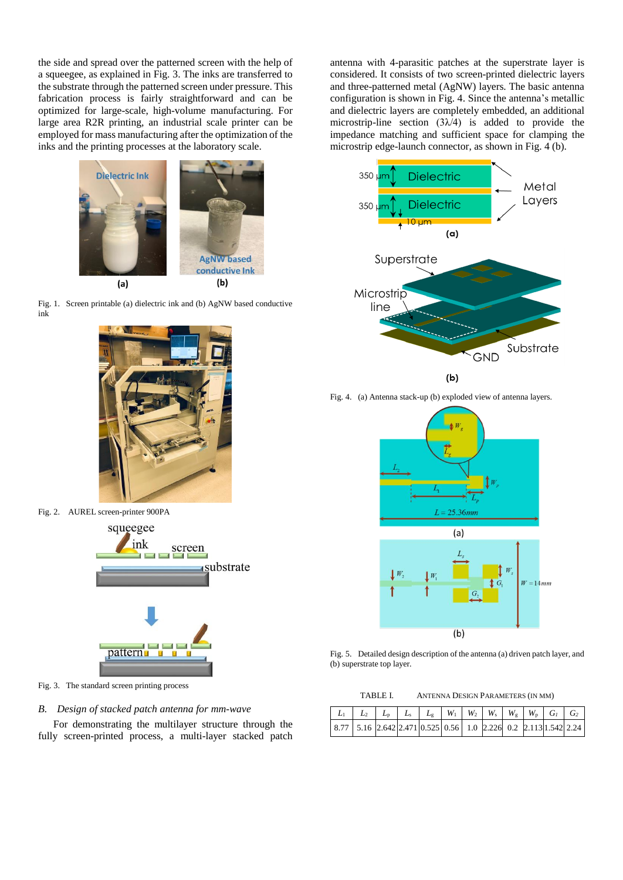the side and spread over the patterned screen with the help of a squeegee, as explained in Fig. 3. The inks are transferred to the substrate through the patterned screen under pressure. This fabrication process is fairly straightforward and can be optimized for large-scale, high-volume manufacturing. For large area R2R printing, an industrial scale printer can be employed for mass manufacturing after the optimization of the inks and the printing processes at the laboratory scale.

Fig. 1. Screen printable (a) dielectric ink and (b) AgNW based conductive ink

Fig. 2. AUREL screen-printer 900PA

Fig. 3. The standard screen printing process

### B. *Design of stacked patch antenna for mm-wave*

For demonstrating the multilayer structure through the fully screen-printed process, a multi-layer stacked patch antenna with 4-parasitic patches at the superstrate layer is considered. It consists of two screen-printed dielectric layers and three-patterned metal (AgNW) layers. The basic antenna configuration is shown in Fig. 4. Since the antenna's metallic and dielectric layers are completely embedded, an additional microstrip-line section ($3\lambda/4$) is added to provide the impedance matching and sufficient space for clamping the microstrip edge-launch connector, as shown in Fig. 4 (b).

Fig. 4. (a) Antenna stack-up (b) exploded view of antenna layers.

Fig. 5. Detailed design description of the antenna (a) driven patch layer, and (b) superstrate top layer.

TABLE I. ANTENNA DESIGN PARAMETERS (IN MM)

| $L_1$ | $L_2$ | $L_p$ | $L_s$ | $L_g$ | $W_1$ | $W_2$ | $W_s$ | $W_g$ | $W_p$ | $G_1$ | $G_2$ |
|---|---|---|---|---|---|---|---|---|---|---|---|
| 8.77 | 5.16 | 2.642 | 2.471 | 0.525 | 0.56 | 1.0 | 2.226 | 0.2 | 2.113 | 1.542 | 2.24 |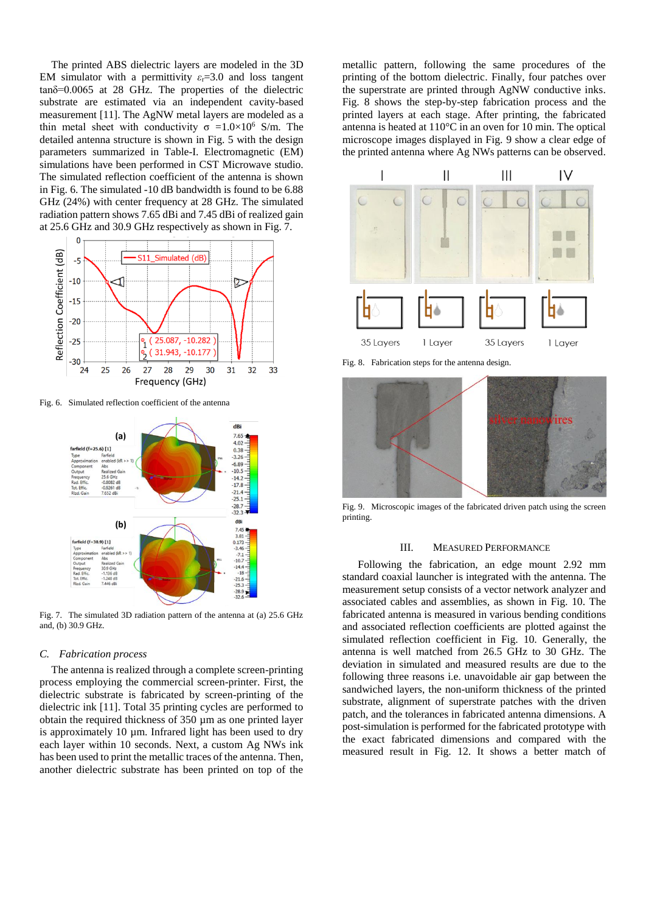The printed ABS dielectric layers are modeled in the 3D EM simulator with a permittivity $\varepsilon_r$=3.0 and loss tangent tanδ=0.0065 at 28 GHz. The properties of the dielectric substrate are estimated via an independent cavity-based measurement [11]. The AgNW metal layers are modeled as a thin metal sheet with conductivity σ =1.0×10$^6$ S/m. The detailed antenna structure is shown in Fig. 5 with the design parameters summarized in Table-I. Electromagnetic (EM) simulations have been performed in CST Microwave studio. The simulated reflection coefficient of the antenna is shown in Fig. 6. The simulated -10 dB bandwidth is found to be 6.88 GHz (24%) with center frequency at 28 GHz. The simulated radiation pattern shows 7.65 dBi and 7.45 dBi of realized gain at 25.6 GHz and 30.9 GHz respectively as shown in Fig. 7.

Fig. 6. Simulated reflection coefficient of the antenna

Fig. 7. The simulated 3D radiation pattern of the antenna at (a) 25.6 GHz and, (b) 30.9 GHz.

### C. Fabrication process

The antenna is realized through a complete screen-printing process employing the commercial screen-printer. First, the dielectric substrate is fabricated by screen-printing of the dielectric ink [11]. Total 35 printing cycles are performed to obtain the required thickness of 350 µm as one printed layer is approximately 10 µm. Infrared light has been used to dry each layer within 10 seconds. Next, a custom Ag NWs ink has been used to print the metallic traces of the antenna. Then, another dielectric substrate has been printed on top of the metallic pattern, following the same procedures of the printing of the bottom dielectric. Finally, four patches over the superstrate are printed through AgNW conductive inks. Fig. 8 shows the step-by-step fabrication process and the printed layers at each stage. After printing, the fabricated antenna is heated at 110°C in an oven for 10 min. The optical microscope images displayed in Fig. 9 show a clear edge of the printed antenna where Ag NWs patterns can be observed.

Fig. 8. Fabrication steps for the antenna design.

Fig. 9. Microscopic images of the fabricated driven patch using the screen printing.

## III. Measured Performance

Following the fabrication, an edge mount 2.92 mm standard coaxial launcher is integrated with the antenna. The measurement setup consists of a vector network analyzer and associated cables and assemblies, as shown in Fig. 10. The fabricated antenna is measured in various bending conditions and associated reflection coefficients are plotted against the simulated reflection coefficient in Fig. 10. Generally, the antenna is well matched from 26.5 GHz to 30 GHz. The deviation in simulated and measured results are due to the following three reasons i.e. unavoidable air gap between the sandwiched layers, the non-uniform thickness of the printed substrate, alignment of superstrate patches with the driven patch, and the tolerances in fabricated antenna dimensions. A post-simulation is performed for the fabricated prototype with the exact fabricated dimensions and compared with the measured result in Fig. 12. It shows a better match of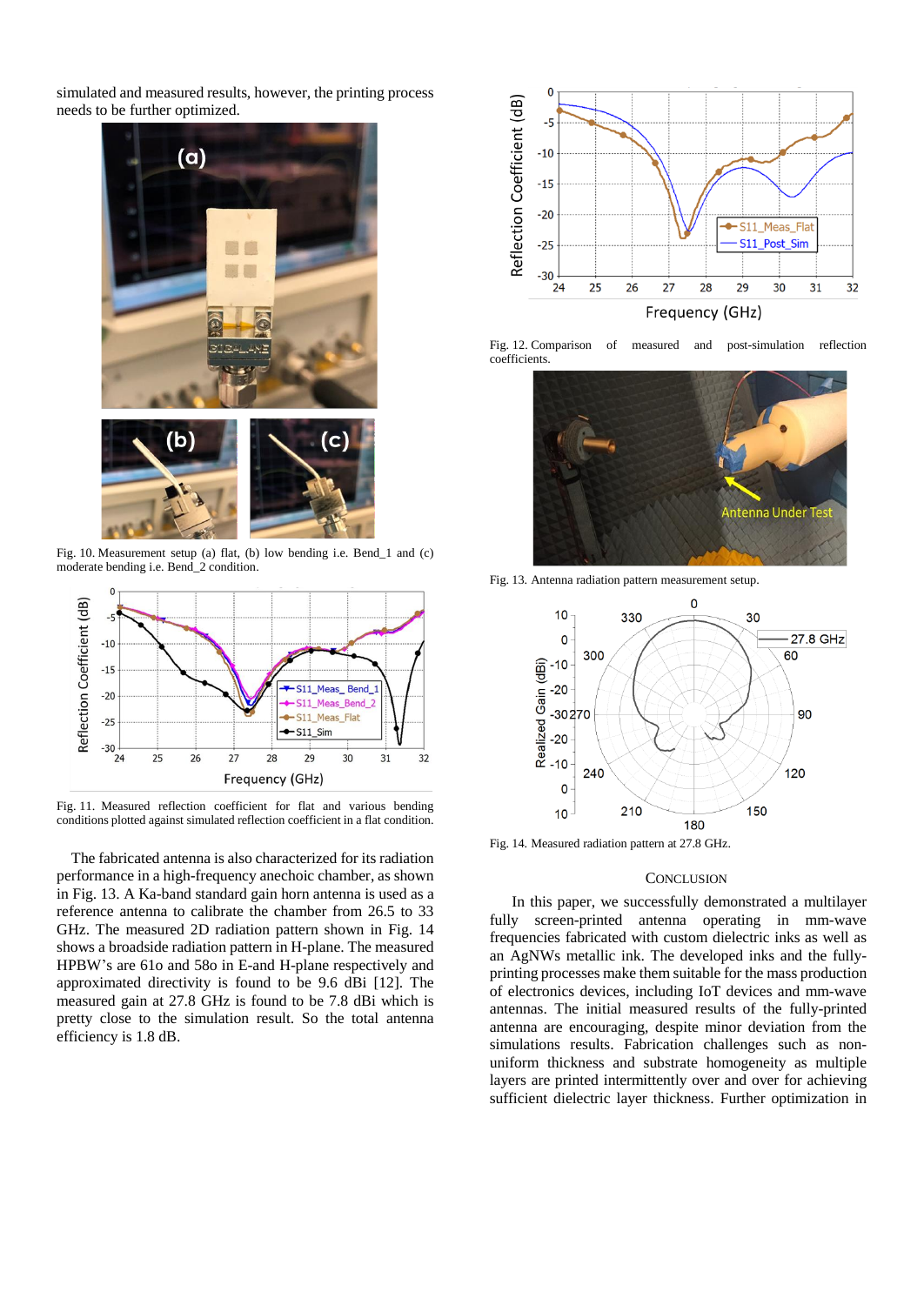simulated and measured results, however, the printing process needs to be further optimized.

Fig. 10. Measurement setup (a) flat, (b) low bending i.e. Bend_1 and (c) moderate bending i.e. Bend_2 condition.

Fig. 11. Measured reflection coefficient for flat and various bending conditions plotted against simulated reflection coefficient in a flat condition.

The fabricated antenna is also characterized for its radiation performance in a high-frequency anechoic chamber, as shown in Fig. 13. A Ka-band standard gain horn antenna is used as a reference antenna to calibrate the chamber from 26.5 to 33 GHz. The measured 2D radiation pattern shown in Fig. 14 shows a broadside radiation pattern in H-plane. The measured HPBW's are 61o and 58o in E-and H-plane respectively and approximated directivity is found to be 9.6 dBi [12]. The measured gain at 27.8 GHz is found to be 7.8 dBi which is pretty close to the simulation result. So the total antenna efficiency is 1.8 dB.

Fig. 12. Comparison of measured and post-simulation reflection coefficients.

Fig. 13. Antenna radiation pattern measurement setup.

Fig. 14. Measured radiation pattern at 27.8 GHz.

## CONCLUSION

In this paper, we successfully demonstrated a multilayer fully screen-printed antenna operating in mm-wave frequencies fabricated with custom dielectric inks as well as an AgNWs metallic ink. The developed inks and the fully-printing processes make them suitable for the mass production of electronics devices, including IoT devices and mm-wave antennas. The initial measured results of the fully-printed antenna are encouraging, despite minor deviation from the simulations results. Fabrication challenges such as non-uniform thickness and substrate homogeneity as multiple layers are printed intermittently over and over for achieving sufficient dielectric layer thickness. Further optimization in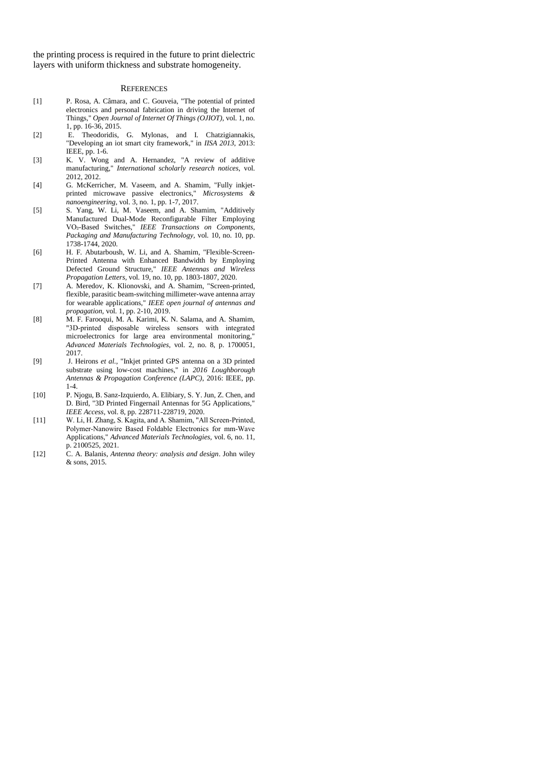the printing process is required in the future to print dielectric layers with uniform thickness and substrate homogeneity.

## REFERENCES

[1] P. Rosa, A. Câmara, and C. Gouveia, "The potential of printed electronics and personal fabrication in driving the Internet of Things," *Open Journal of Internet Of Things (OJIOT)*, vol. 1, no. 1, pp. 16-36, 2015.

[2] E. Theodoridis, G. Mylonas, and I. Chatzigiannakis, "Developing an iot smart city framework," in *IISA 2013*, 2013: IEEE, pp. 1-6.

[3] K. V. Wong and A. Hernandez, "A review of additive manufacturing," *International scholarly research notices*, vol. 2012, 2012.

[4] G. McKerricher, M. Vaseem, and A. Shamim, "Fully inkjet-printed microwave passive electronics," *Microsystems & nanoengineering*, vol. 3, no. 1, pp. 1-7, 2017.

[5] S. Yang, W. Li, M. Vaseem, and A. Shamim, "Additively Manufactured Dual-Mode Reconfigurable Filter Employing $VO_2$-Based Switches," *IEEE Transactions on Components, Packaging and Manufacturing Technology*, vol. 10, no. 10, pp. 1738-1744, 2020.

[6] H. F. Abutarboush, W. Li, and A. Shamim, "Flexible-Screen-Printed Antenna with Enhanced Bandwidth by Employing Defected Ground Structure," *IEEE Antennas and Wireless Propagation Letters*, vol. 19, no. 10, pp. 1803-1807, 2020.

[7] A. Meredov, K. Klionovski, and A. Shamim, "Screen-printed, flexible, parasitic beam-switching millimeter-wave antenna array for wearable applications," *IEEE open journal of antennas and propagation*, vol. 1, pp. 2-10, 2019.

[8] M. F. Farooqui, M. A. Karimi, K. N. Salama, and A. Shamim, "3D-printed disposable wireless sensors with integrated microelectronics for large area environmental monitoring," *Advanced Materials Technologies*, vol. 2, no. 8, p. 1700051, 2017.

[9] J. Heirons *et al.*, "Inkjet printed GPS antenna on a 3D printed substrate using low-cost machines," in *2016 Loughborough Antennas & Propagation Conference (LAPC)*, 2016: IEEE, pp. 1-4.

[10] P. Njogu, B. Sanz-Izquierdo, A. Elibiary, S. Y. Jun, Z. Chen, and D. Bird, "3D Printed Fingernail Antennas for 5G Applications," *IEEE Access*, vol. 8, pp. 228711-228719, 2020.

[11] W. Li, H. Zhang, S. Kagita, and A. Shamim, "All Screen-Printed, Polymer-Nanowire Based Foldable Electronics for mm-Wave Applications," *Advanced Materials Technologies*, vol. 6, no. 11, p. 2100525, 2021.

[12] C. A. Balanis, *Antenna theory: analysis and design*. John wiley & sons, 2015.